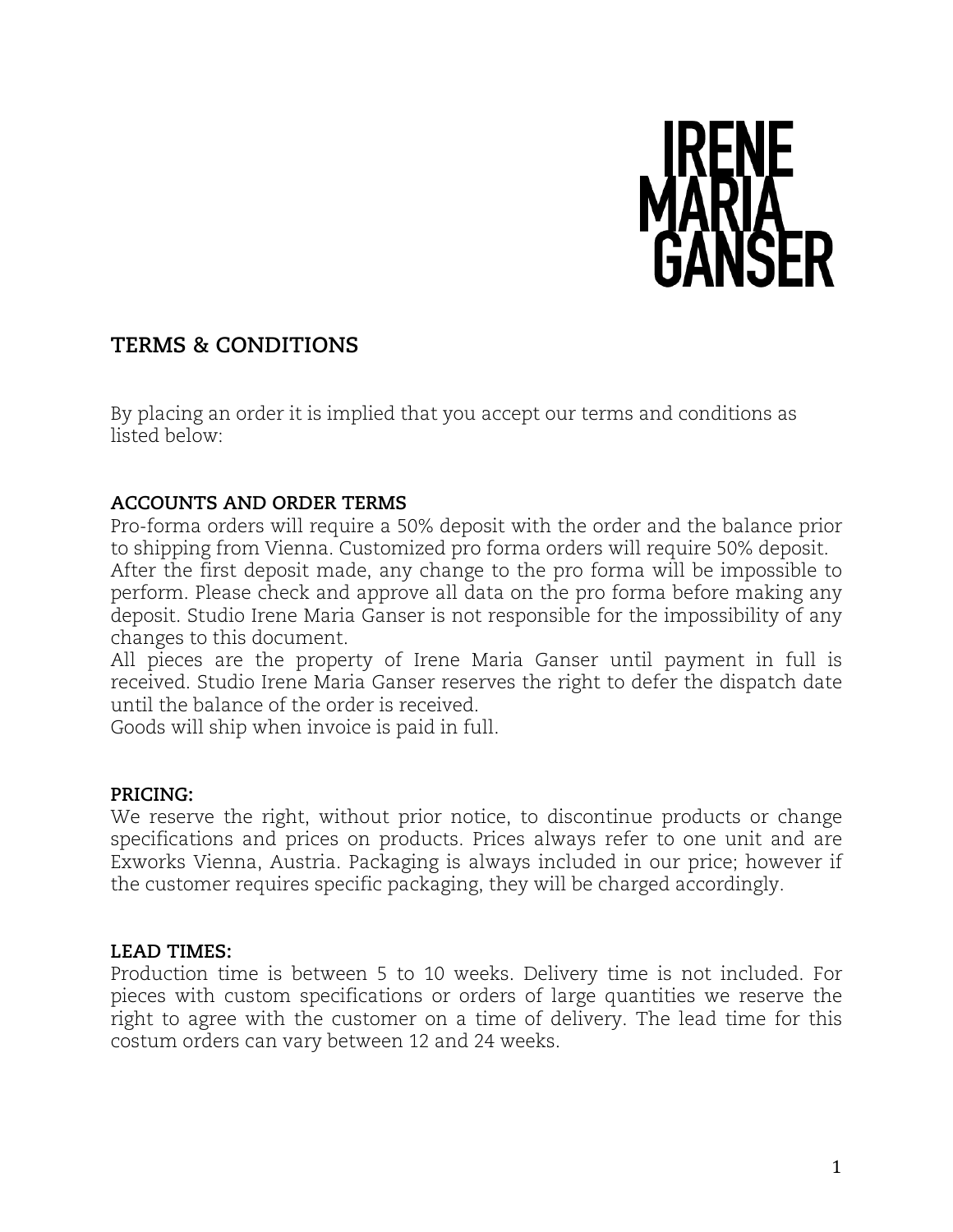# IRENE MARIA GANSER

## TERMS & CONDITIONS

By placing an order it is implied that you accept our terms and conditions as listed below:

### ACCOUNTS AND ORDER TERMS

Pro-forma orders will require a 50% deposit with the order and the balance prior to shipping from Vienna. Customized pro forma orders will require 50% deposit.
After the first deposit made, any change to the pro forma will be impossible to perform. Please check and approve all data on the pro forma before making any deposit. Studio Irene Maria Ganser is not responsible for the impossibility of any changes to this document.
All pieces are the property of Irene Maria Ganser until payment in full is received. Studio Irene Maria Ganser reserves the right to defer the dispatch date until the balance of the order is received.
Goods will ship when invoice is paid in full.

### PRICING:

We reserve the right, without prior notice, to discontinue products or change specifications and prices on products. Prices always refer to one unit and are Exworks Vienna, Austria. Packaging is always included in our price; however if the customer requires specific packaging, they will be charged accordingly.

### LEAD TIMES:

Production time is between 5 to 10 weeks. Delivery time is not included. For pieces with custom specifications or orders of large quantities we reserve the right to agree with the customer on a time of delivery. The lead time for this costum orders can vary between 12 and 24 weeks.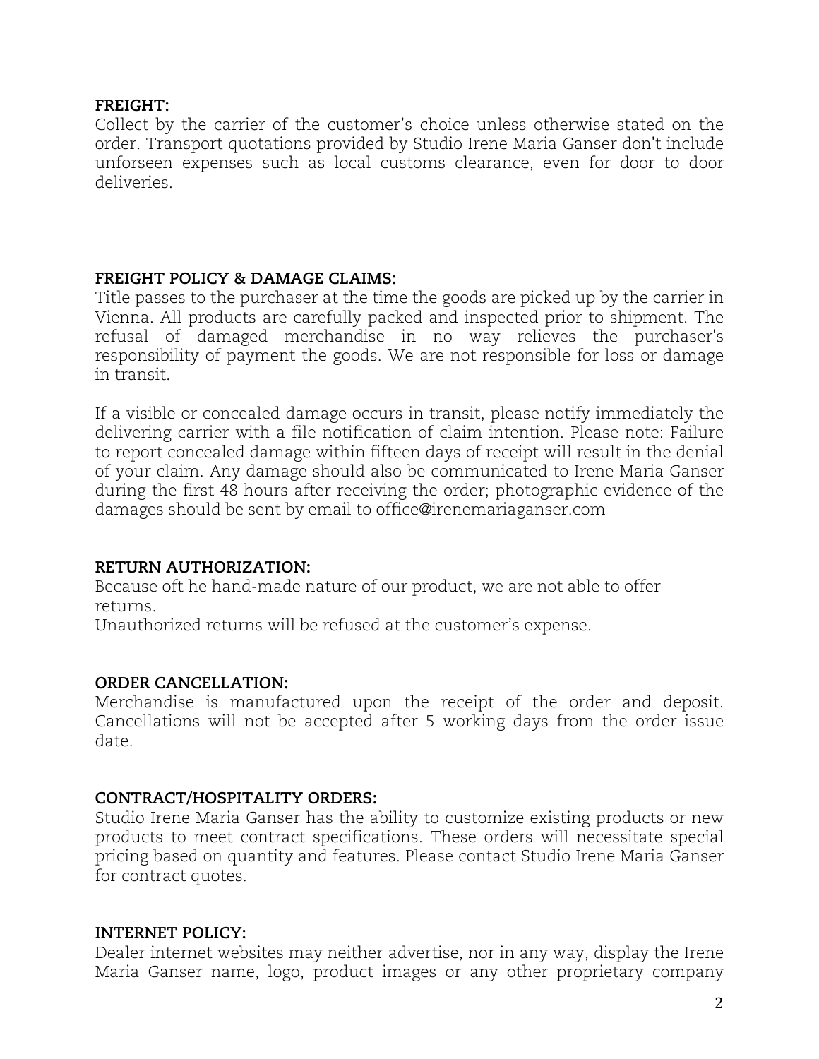**FREIGHT:**

Collect by the carrier of the customer's choice unless otherwise stated on the order. Transport quotations provided by Studio Irene Maria Ganser don't include unforseen expenses such as local customs clearance, even for door to door deliveries.

**FREIGHT POLICY & DAMAGE CLAIMS:**

Title passes to the purchaser at the time the goods are picked up by the carrier in Vienna. All products are carefully packed and inspected prior to shipment. The refusal of damaged merchandise in no way relieves the purchaser's responsibility of payment the goods. We are not responsible for loss or damage in transit.

If a visible or concealed damage occurs in transit, please notify immediately the delivering carrier with a file notification of claim intention. Please note: Failure to report concealed damage within fifteen days of receipt will result in the denial of your claim. Any damage should also be communicated to Irene Maria Ganser during the first 48 hours after receiving the order; photographic evidence of the damages should be sent by email to office@irenemariaganser.com

**RETURN AUTHORIZATION:**

Because oft he hand-made nature of our product, we are not able to offer returns.
Unauthorized returns will be refused at the customer's expense.

**ORDER CANCELLATION:**

Merchandise is manufactured upon the receipt of the order and deposit. Cancellations will not be accepted after 5 working days from the order issue date.

**CONTRACT/HOSPITALITY ORDERS:**

Studio Irene Maria Ganser has the ability to customize existing products or new products to meet contract specifications. These orders will necessitate special pricing based on quantity and features. Please contact Studio Irene Maria Ganser for contract quotes.

**INTERNET POLICY:**

Dealer internet websites may neither advertise, nor in any way, display the Irene Maria Ganser name, logo, product images or any other proprietary company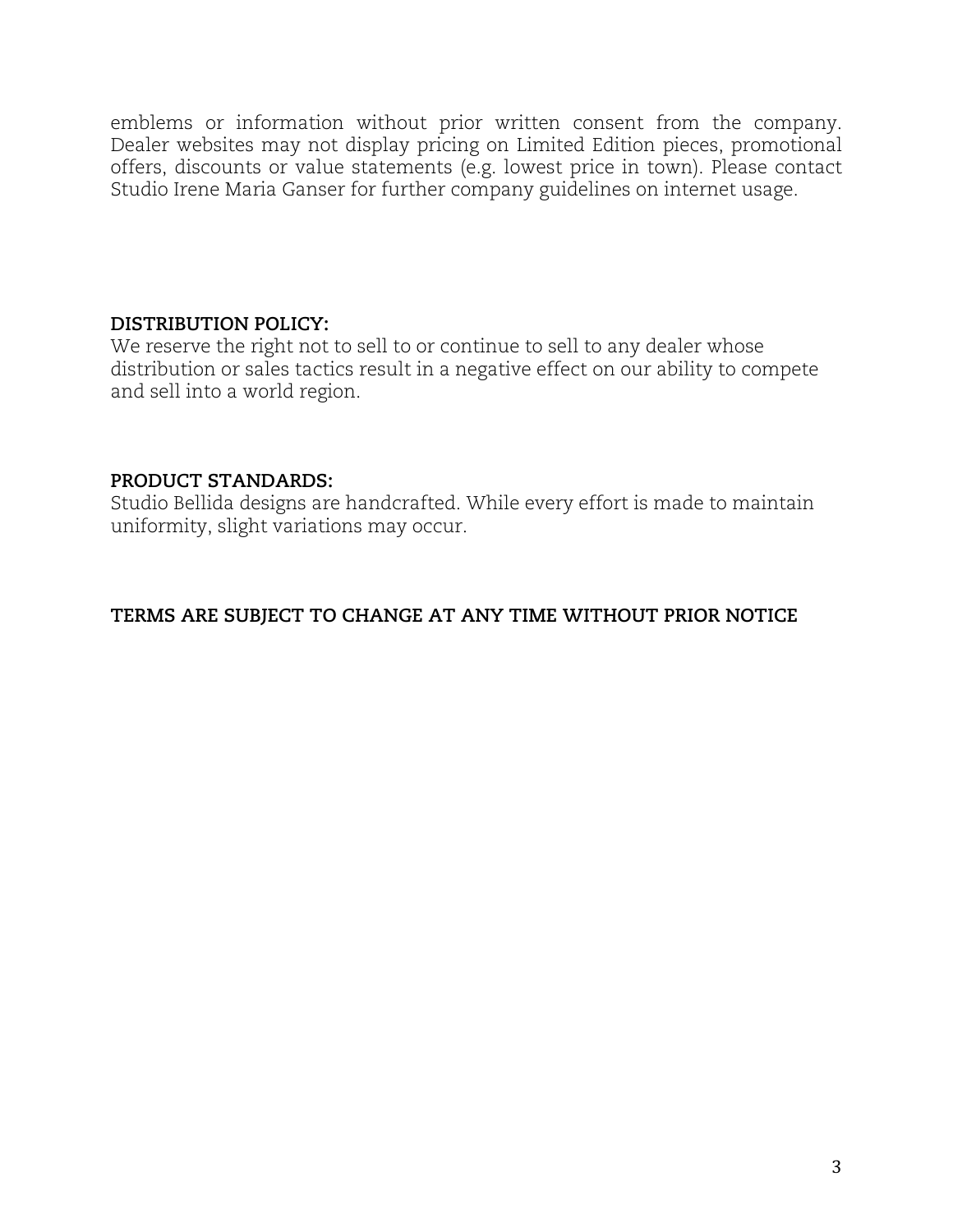emblems or information without prior written consent from the company. Dealer websites may not display pricing on Limited Edition pieces, promotional offers, discounts or value statements (e.g. lowest price in town). Please contact Studio Irene Maria Ganser for further company guidelines on internet usage.

**DISTRIBUTION POLICY:**
We reserve the right not to sell to or continue to sell to any dealer whose distribution or sales tactics result in a negative effect on our ability to compete and sell into a world region.

**PRODUCT STANDARDS:**
Studio Bellida designs are handcrafted. While every effort is made to maintain uniformity, slight variations may occur.

**TERMS ARE SUBJECT TO CHANGE AT ANY TIME WITHOUT PRIOR NOTICE**